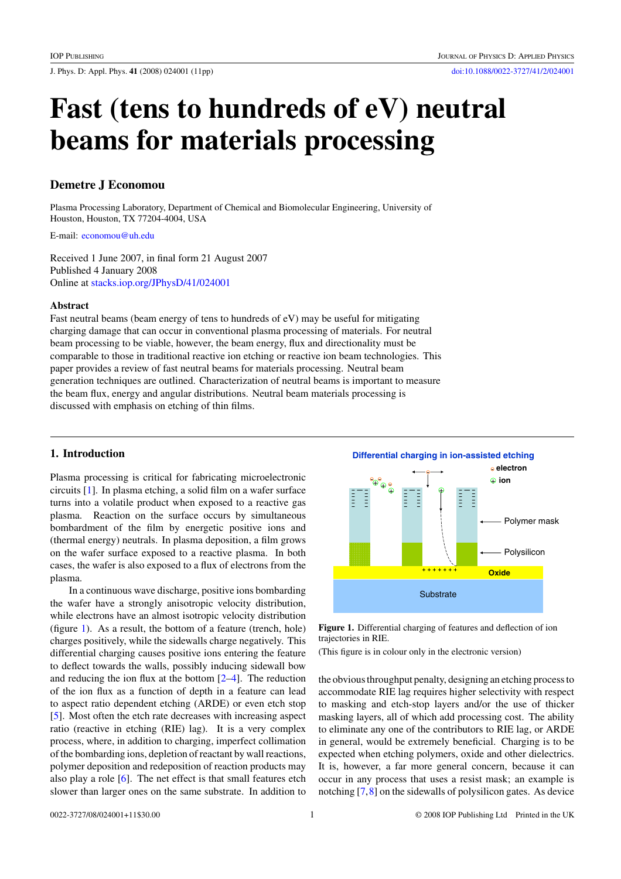// Fast (tens to hundreds of eV) neutral beams for materials processing

# Fast (tens to hundreds of eV) neutral beams for materials processing

**Demetre J Economou**

Plasma Processing Laboratory, Department of Chemical and Biomolecular Engineering, University of Houston, Houston, TX 77204-4004, USA

E-mail: economou@uh.edu

Received 1 June 2007, in final form 21 August 2007
Published 4 January 2008
Online at stacks.iop.org/JPhysD/41/024001

## Abstract

Fast neutral beams (beam energy of tens to hundreds of eV) may be useful for mitigating charging damage that can occur in conventional plasma processing of materials. For neutral beam processing to be viable, however, the beam energy, flux and directionality must be comparable to those in traditional reactive ion etching or reactive ion beam technologies. This paper provides a review of fast neutral beams for materials processing. Neutral beam generation techniques are outlined. Characterization of neutral beams is important to measure the beam flux, energy and angular distributions. Neutral beam materials processing is discussed with emphasis on etching of thin films.

## 1. Introduction

Plasma processing is critical for fabricating microelectronic circuits [1]. In plasma etching, a solid film on a wafer surface turns into a volatile product when exposed to a reactive gas plasma. Reaction on the surface occurs by simultaneous bombardment of the film by energetic positive ions and (thermal energy) neutrals. In plasma deposition, a film grows on the wafer surface exposed to a reactive plasma. In both cases, the wafer is also exposed to a flux of electrons from the plasma.

In a continuous wave discharge, positive ions bombarding the wafer have a strongly anisotropic velocity distribution, while electrons have an almost isotropic velocity distribution (figure 1). As a result, the bottom of a feature (trench, hole) charges positively, while the sidewalls charge negatively. This differential charging causes positive ions entering the feature to deflect towards the walls, possibly inducing sidewall bow and reducing the ion flux at the bottom [2–4]. The reduction of the ion flux as a function of depth in a feature can lead to aspect ratio dependent etching (ARDE) or even etch stop [5]. Most often the etch rate decreases with increasing aspect ratio (reactive in etching (RIE) lag). It is a very complex process, where, in addition to charging, imperfect collimation of the bombarding ions, depletion of reactant by wall reactions, polymer deposition and redeposition of reaction products may also play a role [6]. The net effect is that small features etch slower than larger ones on the same substrate. In addition to the obvious throughput penalty, designing an etching process to accommodate RIE lag requires higher selectivity with respect to masking and etch-stop layers and/or the use of thicker masking layers, all of which add processing cost. The ability to eliminate any one of the contributors to RIE lag, or ARDE in general, would be extremely beneficial. Charging is to be expected when etching polymers, oxide and other dielectrics. It is, however, a far more general concern, because it can occur in any process that uses a resist mask; an example is notching [7,8] on the sidewalls of polysilicon gates. As device

**Figure 1.** Differential charging of features and deflection of ion trajectories in RIE.
(This figure is in colour only in the electronic version)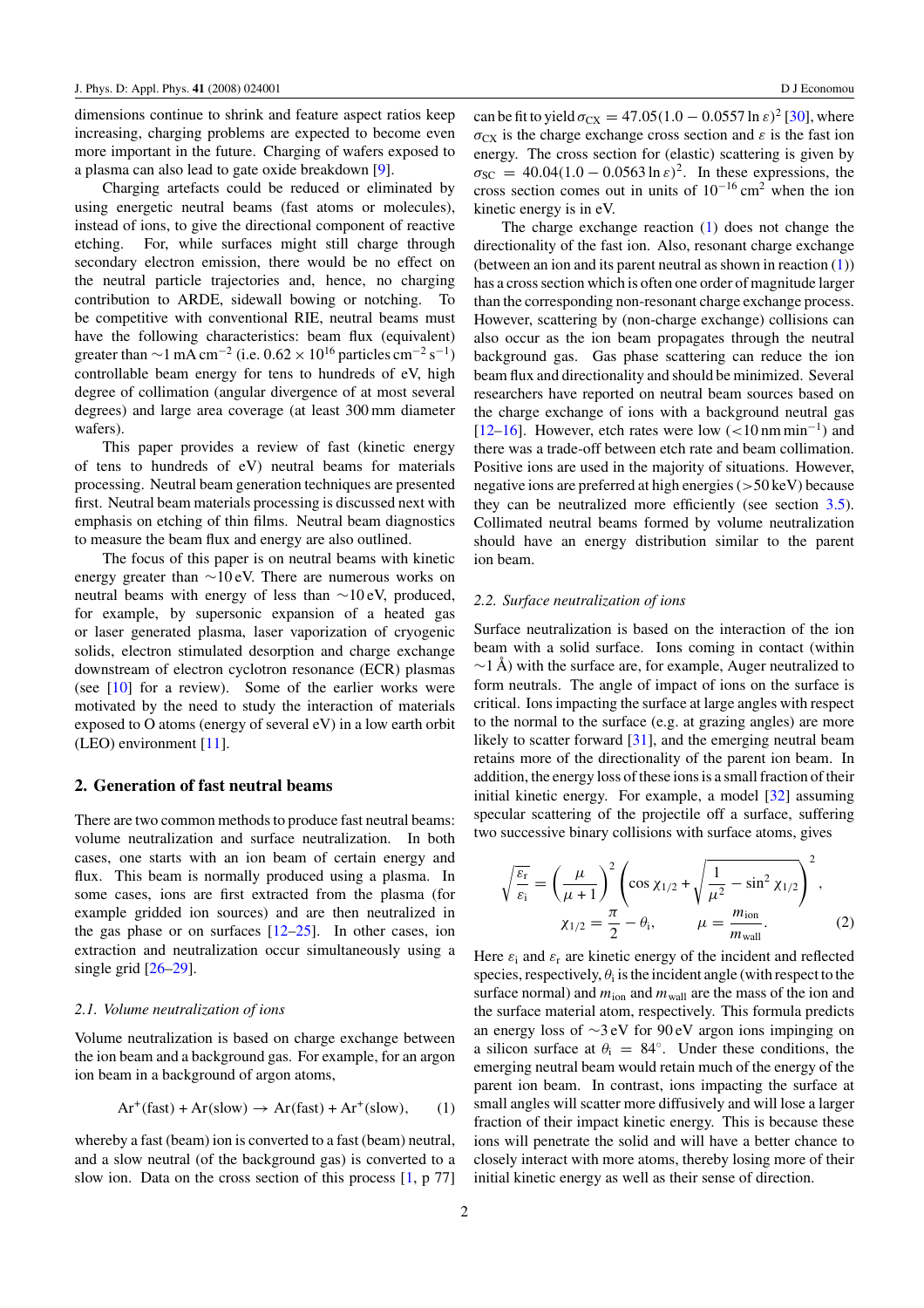dimensions continue to shrink and feature aspect ratios keep increasing, charging problems are expected to become even more important in the future. Charging of wafers exposed to a plasma can also lead to gate oxide breakdown [9].

Charging artefacts could be reduced or eliminated by using energetic neutral beams (fast atoms or molecules), instead of ions, to give the directional component of reactive etching. For, while surfaces might still charge through secondary electron emission, there would be no effect on the neutral particle trajectories and, hence, no charging contribution to ARDE, sidewall bowing or notching. To be competitive with conventional RIE, neutral beams must have the following characteristics: beam flux (equivalent) greater than $\sim 1\,\mathrm{mA\,cm^{-2}}$ (i.e. $0.62 \times 10^{16}$ particles $\mathrm{cm^{-2}\,s^{-1}}$) controllable beam energy for tens to hundreds of eV, high degree of collimation (angular divergence of at most several degrees) and large area coverage (at least 300 mm diameter wafers).

This paper provides a review of fast (kinetic energy of tens to hundreds of eV) neutral beams for materials processing. Neutral beam generation techniques are presented first. Neutral beam materials processing is discussed next with emphasis on etching of thin films. Neutral beam diagnostics to measure the beam flux and energy are also outlined.

The focus of this paper is on neutral beams with kinetic energy greater than $\sim 10$ eV. There are numerous works on neutral beams with energy of less than $\sim 10$ eV, produced, for example, by supersonic expansion of a heated gas or laser generated plasma, laser vaporization of cryogenic solids, electron stimulated desorption and charge exchange downstream of electron cyclotron resonance (ECR) plasmas (see [10] for a review). Some of the earlier works were motivated by the need to study the interaction of materials exposed to O atoms (energy of several eV) in a low earth orbit (LEO) environment [11].

## 2. Generation of fast neutral beams

There are two common methods to produce fast neutral beams: volume neutralization and surface neutralization. In both cases, one starts with an ion beam of certain energy and flux. This beam is normally produced using a plasma. In some cases, ions are first extracted from the plasma (for example gridded ion sources) and are then neutralized in the gas phase or on surfaces [12–25]. In other cases, ion extraction and neutralization occur simultaneously using a single grid [26–29].

### *2.1. Volume neutralization of ions*

Volume neutralization is based on charge exchange between the ion beam and a background gas. For example, for an argon ion beam in a background of argon atoms,

$$\mathrm{Ar^{+}(fast) + Ar(slow) \rightarrow Ar(fast) + Ar^{+}(slow)}, \qquad (1)$$

whereby a fast (beam) ion is converted to a fast (beam) neutral, and a slow neutral (of the background gas) is converted to a slow ion. Data on the cross section of this process [1, p 77] can be fit to yield $\sigma_{\mathrm{CX}} = 47.05(1.0 - 0.0557 \ln \varepsilon)^2$ [30], where $\sigma_{\mathrm{CX}}$ is the charge exchange cross section and $\varepsilon$ is the fast ion energy. The cross section for (elastic) scattering is given by $\sigma_{\mathrm{SC}} = 40.04(1.0 - 0.0563 \ln \varepsilon)^2$. In these expressions, the cross section comes out in units of $10^{-16}\,\mathrm{cm^2}$ when the ion kinetic energy is in eV.

The charge exchange reaction (1) does not change the directionality of the fast ion. Also, resonant charge exchange (between an ion and its parent neutral as shown in reaction (1)) has a cross section which is often one order of magnitude larger than the corresponding non-resonant charge exchange process. However, scattering by (non-charge exchange) collisions can also occur as the ion beam propagates through the neutral background gas. Gas phase scattering can reduce the ion beam flux and directionality and should be minimized. Several researchers have reported on neutral beam sources based on the charge exchange of ions with a background neutral gas [12–16]. However, etch rates were low ($<10\,\mathrm{nm\,min^{-1}}$) and there was a trade-off between etch rate and beam collimation. Positive ions are used in the majority of situations. However, negative ions are preferred at high energies ($>50$ keV) because they can be neutralized more efficiently (see section 3.5). Collimated neutral beams formed by volume neutralization should have an energy distribution similar to the parent ion beam.

### *2.2. Surface neutralization of ions*

Surface neutralization is based on the interaction of the ion beam with a solid surface. Ions coming in contact (within $\sim 1$ Å) with the surface are, for example, Auger neutralized to form neutrals. The angle of impact of ions on the surface is critical. Ions impacting the surface at large angles with respect to the normal to the surface (e.g. at grazing angles) are more likely to scatter forward [31], and the emerging neutral beam retains more of the directionality of the parent ion beam. In addition, the energy loss of these ions is a small fraction of their initial kinetic energy. For example, a model [32] assuming specular scattering of the projectile off a surface, suffering two successive binary collisions with surface atoms, gives

$$\sqrt{\frac{\varepsilon_{\mathrm{r}}}{\varepsilon_{\mathrm{i}}}} = \left(\frac{\mu}{\mu+1}\right)^2 \left(\cos\chi_{1/2} + \sqrt{\frac{1}{\mu^2} - \sin^2\chi_{1/2}}\right)^2,$$
$$\chi_{1/2} = \frac{\pi}{2} - \theta_{\mathrm{i}}, \qquad \mu = \frac{m_{\mathrm{ion}}}{m_{\mathrm{wall}}}. \qquad (2)$$

Here $\varepsilon_{\mathrm{i}}$ and $\varepsilon_{\mathrm{r}}$ are kinetic energy of the incident and reflected species, respectively, $\theta_{\mathrm{i}}$ is the incident angle (with respect to the surface normal) and $m_{\mathrm{ion}}$ and $m_{\mathrm{wall}}$ are the mass of the ion and the surface material atom, respectively. This formula predicts an energy loss of $\sim 3$ eV for 90 eV argon ions impinging on a silicon surface at $\theta_{\mathrm{i}} = 84°$. Under these conditions, the emerging neutral beam would retain much of the energy of the parent ion beam. In contrast, ions impacting the surface at small angles will scatter more diffusively and will lose a larger fraction of their impact kinetic energy. This is because these ions will penetrate the solid and will have a better chance to closely interact with more atoms, thereby losing more of their initial kinetic energy as well as their sense of direction.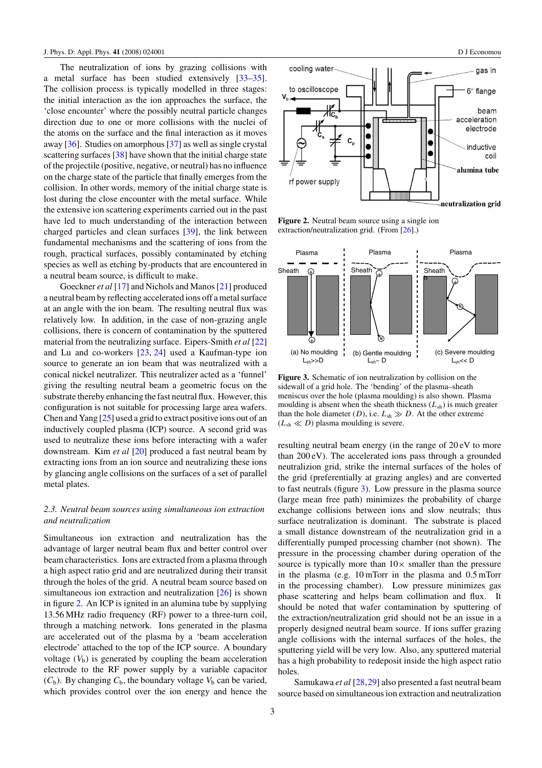The neutralization of ions by grazing collisions with a metal surface has been studied extensively [33–35]. The collision process is typically modelled in three stages: the initial interaction as the ion approaches the surface, the 'close encounter' where the possibly neutral particle changes direction due to one or more collisions with the nuclei of the atoms on the surface and the final interaction as it moves away [36]. Studies on amorphous [37] as well as single crystal scattering surfaces [38] have shown that the initial charge state of the projectile (positive, negative, or neutral) has no influence on the charge state of the particle that finally emerges from the collision. In other words, memory of the initial charge state is lost during the close encounter with the metal surface. While the extensive ion scattering experiments carried out in the past have led to much understanding of the interaction between charged particles and clean surfaces [39], the link between fundamental mechanisms and the scattering of ions from the rough, practical surfaces, possibly contaminated by etching species as well as etching by-products that are encountered in a neutral beam source, is difficult to make.

Goeckner *et al* [17] and Nichols and Manos [21] produced a neutral beam by reflecting accelerated ions off a metal surface at an angle with the ion beam. The resulting neutral flux was relatively low. In addition, in the case of non-grazing angle collisions, there is concern of contamination by the sputtered material from the neutralizing surface. Eipers-Smith *et al* [22] and Lu and co-workers [23, 24] used a Kaufman-type ion source to generate an ion beam that was neutralized with a conical nickel neutralizer. This neutralizer acted as a 'funnel' giving the resulting neutral beam a geometric focus on the substrate thereby enhancing the fast neutral flux. However, this configuration is not suitable for processing large area wafers. Chen and Yang [25] used a grid to extract positive ions out of an inductively coupled plasma (ICP) source. A second grid was used to neutralize these ions before interacting with a wafer downstream. Kim *et al* [20] produced a fast neutral beam by extracting ions from an ion source and neutralizing these ions by glancing angle collisions on the surfaces of a set of parallel metal plates.

### 2.3. Neutral beam sources using simultaneous ion extraction and neutralization

Simultaneous ion extraction and neutralization has the advantage of larger neutral beam flux and better control over beam characteristics. Ions are extracted from a plasma through a high aspect ratio grid and are neutralized during their transit through the holes of the grid. A neutral beam source based on simultaneous ion extraction and neutralization [26] is shown in figure 2. An ICP is ignited in an alumina tube by supplying 13.56 MHz radio frequency (RF) power to a three-turn coil, through a matching network. Ions generated in the plasma are accelerated out of the plasma by a 'beam acceleration electrode' attached to the top of the ICP source. A boundary voltage ($V_b$) is generated by coupling the beam acceleration electrode to the RF power supply by a variable capacitor ($C_b$). By changing $C_b$, the boundary voltage $V_b$ can be varied, which provides control over the ion energy and hence the resulting neutral beam energy (in the range of 20 eV to more than 200 eV). The accelerated ions pass through a grounded neutralizion grid, strike the internal surfaces of the holes of the grid (preferentially at grazing angles) and are converted to fast neutrals (figure 3). Low pressure in the plasma source (large mean free path) minimizes the probability of charge exchange collisions between ions and slow neutrals; thus surface neutralization is dominant. The substrate is placed a small distance downstream of the neutralization grid in a differentially pumped processing chamber (not shown). The pressure in the processing chamber during operation of the source is typically more than 10× smaller than the pressure in the plasma (e.g. 10 mTorr in the plasma and 0.5 mTorr in the processing chamber). Low pressure minimizes gas phase scattering and helps beam collimation and flux. It should be noted that wafer contamination by sputtering of the extraction/neutralization grid should not be an issue in a properly designed neutral beam source. If ions suffer grazing angle collisions with the internal surfaces of the holes, the sputtering yield will be very low. Also, any sputtered material has a high probability to redeposit inside the high aspect ratio holes.

**Figure 2.** Neutral beam source using a single ion extraction/neutralization grid. (From [26].)

**Figure 3.** Schematic of ion neutralization by collision on the sidewall of a grid hole. The 'bending' of the plasma–sheath meniscus over the hole (plasma moulding) is also shown. Plasma moulding is absent when the sheath thickness ($L_{sh}$) is much greater than the hole diameter ($D$), i.e. $L_{sh} \gg D$. At the other extreme ($L_{sh} \ll D$) plasma moulding is severe.

Samukawa *et al* [28, 29] also presented a fast neutral beam source based on simultaneous ion extraction and neutralization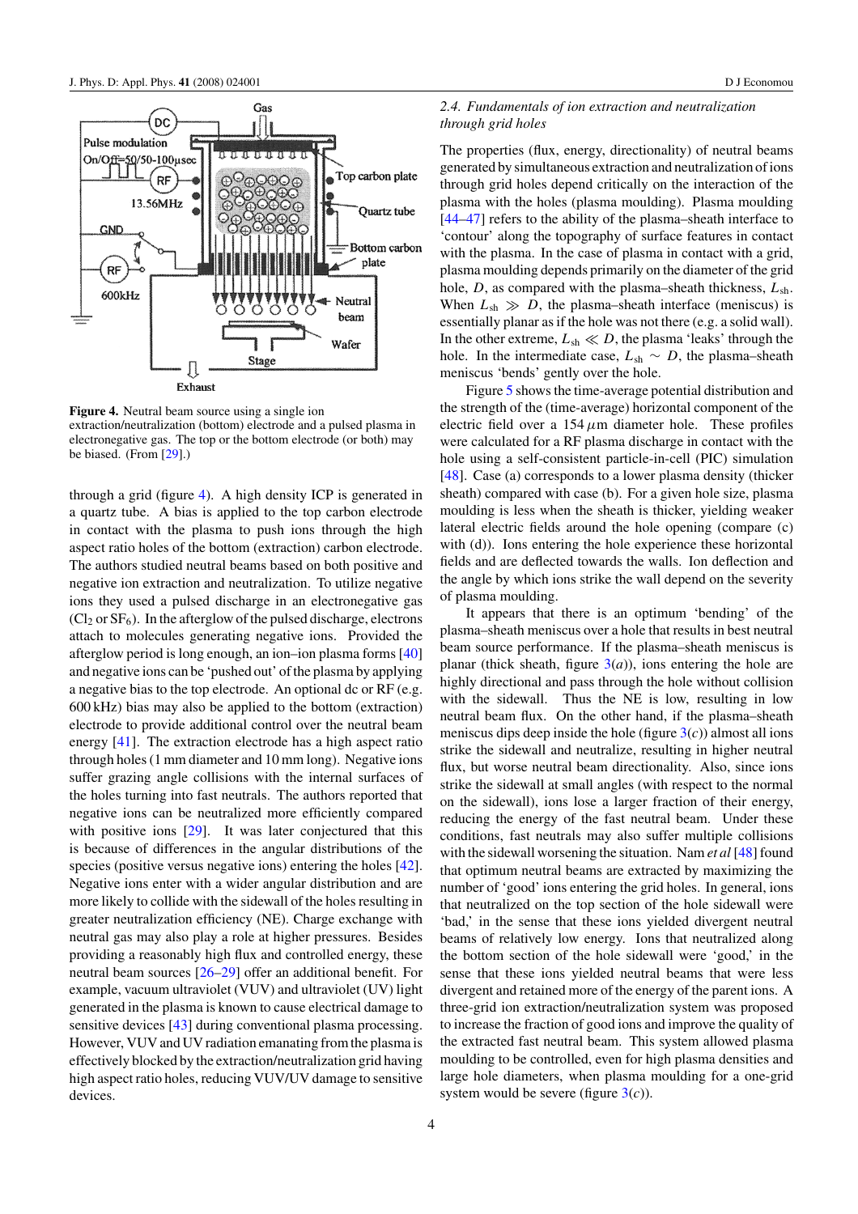**Figure 4.** Neutral beam source using a single ion extraction/neutralization (bottom) electrode and a pulsed plasma in electronegative gas. The top or the bottom electrode (or both) may be biased. (From [29].)

through a grid (figure 4). A high density ICP is generated in a quartz tube. A bias is applied to the top carbon electrode in contact with the plasma to push ions through the high aspect ratio holes of the bottom (extraction) carbon electrode. The authors studied neutral beams based on both positive and negative ion extraction and neutralization. To utilize negative ions they used a pulsed discharge in an electronegative gas ($Cl_2$ or $SF_6$). In the afterglow of the pulsed discharge, electrons attach to molecules generating negative ions. Provided the afterglow period is long enough, an ion–ion plasma forms [40] and negative ions can be 'pushed out' of the plasma by applying a negative bias to the top electrode. An optional dc or RF (e.g. 600 kHz) bias may also be applied to the bottom (extraction) electrode to provide additional control over the neutral beam energy [41]. The extraction electrode has a high aspect ratio through holes (1 mm diameter and 10 mm long). Negative ions suffer grazing angle collisions with the internal surfaces of the holes turning into fast neutrals. The authors reported that negative ions can be neutralized more efficiently compared with positive ions [29]. It was later conjectured that this is because of differences in the angular distributions of the species (positive versus negative ions) entering the holes [42]. Negative ions enter with a wider angular distribution and are more likely to collide with the sidewall of the holes resulting in greater neutralization efficiency (NE). Charge exchange with neutral gas may also play a role at higher pressures. Besides providing a reasonably high flux and controlled energy, these neutral beam sources [26–29] offer an additional benefit. For example, vacuum ultraviolet (VUV) and ultraviolet (UV) light generated in the plasma is known to cause electrical damage to sensitive devices [43] during conventional plasma processing. However, VUV and UV radiation emanating from the plasma is effectively blocked by the extraction/neutralization grid having high aspect ratio holes, reducing VUV/UV damage to sensitive devices.

### *2.4. Fundamentals of ion extraction and neutralization through grid holes*

The properties (flux, energy, directionality) of neutral beams generated by simultaneous extraction and neutralization of ions through grid holes depend critically on the interaction of the plasma with the holes (plasma moulding). Plasma moulding [44–47] refers to the ability of the plasma–sheath interface to 'contour' along the topography of surface features in contact with the plasma. In the case of plasma in contact with a grid, plasma moulding depends primarily on the diameter of the grid hole, $D$, as compared with the plasma–sheath thickness, $L_{sh}$. When $L_{sh} \gg D$, the plasma–sheath interface (meniscus) is essentially planar as if the hole was not there (e.g. a solid wall). In the other extreme, $L_{sh} \ll D$, the plasma 'leaks' through the hole. In the intermediate case, $L_{sh} \sim D$, the plasma–sheath meniscus 'bends' gently over the hole.

Figure 5 shows the time-average potential distribution and the strength of the (time-average) horizontal component of the electric field over a 154 $\mu$m diameter hole. These profiles were calculated for a RF plasma discharge in contact with the hole using a self-consistent particle-in-cell (PIC) simulation [48]. Case (a) corresponds to a lower plasma density (thicker sheath) compared with case (b). For a given hole size, plasma moulding is less when the sheath is thicker, yielding weaker lateral electric fields around the hole opening (compare (c) with (d)). Ions entering the hole experience these horizontal fields and are deflected towards the walls. Ion deflection and the angle by which ions strike the wall depend on the severity of plasma moulding.

It appears that there is an optimum 'bending' of the plasma–sheath meniscus over a hole that results in best neutral beam source performance. If the plasma–sheath meniscus is planar (thick sheath, figure 3(*a*)), ions entering the hole are highly directional and pass through the hole without collision with the sidewall. Thus the NE is low, resulting in low neutral beam flux. On the other hand, if the plasma–sheath meniscus dips deep inside the hole (figure 3(*c*)) almost all ions strike the sidewall and neutralize, resulting in higher neutral flux, but worse neutral beam directionality. Also, since ions strike the sidewall at small angles (with respect to the normal on the sidewall), ions lose a larger fraction of their energy, reducing the energy of the fast neutral beam. Under these conditions, fast neutrals may also suffer multiple collisions with the sidewall worsening the situation. Nam *et al* [48] found that optimum neutral beams are extracted by maximizing the number of 'good' ions entering the grid holes. In general, ions that neutralized on the top section of the hole sidewall were 'bad,' in the sense that these ions yielded divergent neutral beams of relatively low energy. Ions that neutralized along the bottom section of the hole sidewall were 'good,' in the sense that these ions yielded neutral beams that were less divergent and retained more of the energy of the parent ions. A three-grid ion extraction/neutralization system was proposed to increase the fraction of good ions and improve the quality of the extracted fast neutral beam. This system allowed plasma moulding to be controlled, even for high plasma densities and large hole diameters, when plasma moulding for a one-grid system would be severe (figure 3(*c*)).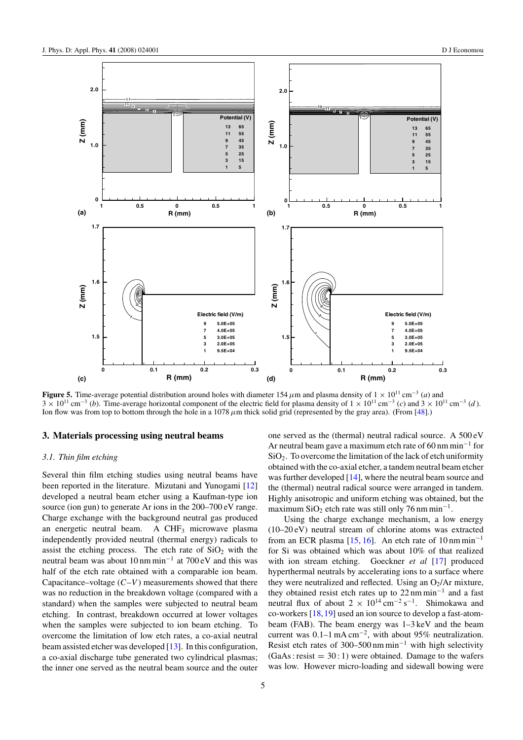**Figure 5.** Time-average potential distribution around holes with diameter 154 $\mu$m and plasma density of $1 \times 10^{11}$ cm$^{-3}$ (*a*) and $3 \times 10^{11}$ cm$^{-3}$ (*b*). Time-average horizontal component of the electric field for plasma density of $1 \times 10^{11}$ cm$^{-3}$ (*c*) and $3 \times 10^{11}$ cm$^{-3}$ (*d*). Ion flow was from top to bottom through the hole in a 1078 $\mu$m thick solid grid (represented by the gray area). (From [48].)

## 3. Materials processing using neutral beams

### 3.1. Thin film etching

Several thin film etching studies using neutral beams have been reported in the literature. Mizutani and Yunogami [12] developed a neutral beam etcher using a Kaufman-type ion source (ion gun) to generate Ar ions in the 200–700 eV range. Charge exchange with the background neutral gas produced an energetic neutral beam. A $CHF_3$ microwave plasma independently provided neutral (thermal energy) radicals to assist the etching process. The etch rate of $SiO_2$ with the neutral beam was about 10 nm min$^{-1}$ at 700 eV and this was half of the etch rate obtained with a comparable ion beam. Capacitance–voltage ($C$–$V$) measurements showed that there was no reduction in the breakdown voltage (compared with a standard) when the samples were subjected to neutral beam etching. In contrast, breakdown occurred at lower voltages when the samples were subjected to ion beam etching. To overcome the limitation of low etch rates, a co-axial neutral beam assisted etcher was developed [13]. In this configuration, a co-axial discharge tube generated two cylindrical plasmas; the inner one served as the neutral beam source and the outer one served as the (thermal) neutral radical source. A 500 eV Ar neutral beam gave a maximum etch rate of 60 nm min$^{-1}$ for $SiO_2$. To overcome the limitation of the lack of etch uniformity obtained with the co-axial etcher, a tandem neutral beam etcher was further developed [14], where the neutral beam source and the (thermal) neutral radical source were arranged in tandem. Highly anisotropic and uniform etching was obtained, but the maximum $SiO_2$ etch rate was still only 76 nm min$^{-1}$.

Using the charge exchange mechanism, a low energy (10–20 eV) neutral stream of chlorine atoms was extracted from an ECR plasma [15, 16]. An etch rate of 10 nm min$^{-1}$ for Si was obtained which was about 10% of that realized with ion stream etching. Goeckner *et al* [17] produced hyperthermal neutrals by accelerating ions to a surface where they were neutralized and reflected. Using an $O_2$/Ar mixture, they obtained resist etch rates up to 22 nm min$^{-1}$ and a fast neutral flux of about $2 \times 10^{14}$ cm$^{-2}$ s$^{-1}$. Shimokawa and co-workers [18, 19] used an ion source to develop a fast-atom-beam (FAB). The beam energy was 1–3 keV and the beam current was 0.1–1 mA cm$^{-2}$, with about 95% neutralization. Resist etch rates of 300–500 nm min$^{-1}$ with high selectivity (GaAs : resist = 30 : 1) were obtained. Damage to the wafers was low. However micro-loading and sidewall bowing were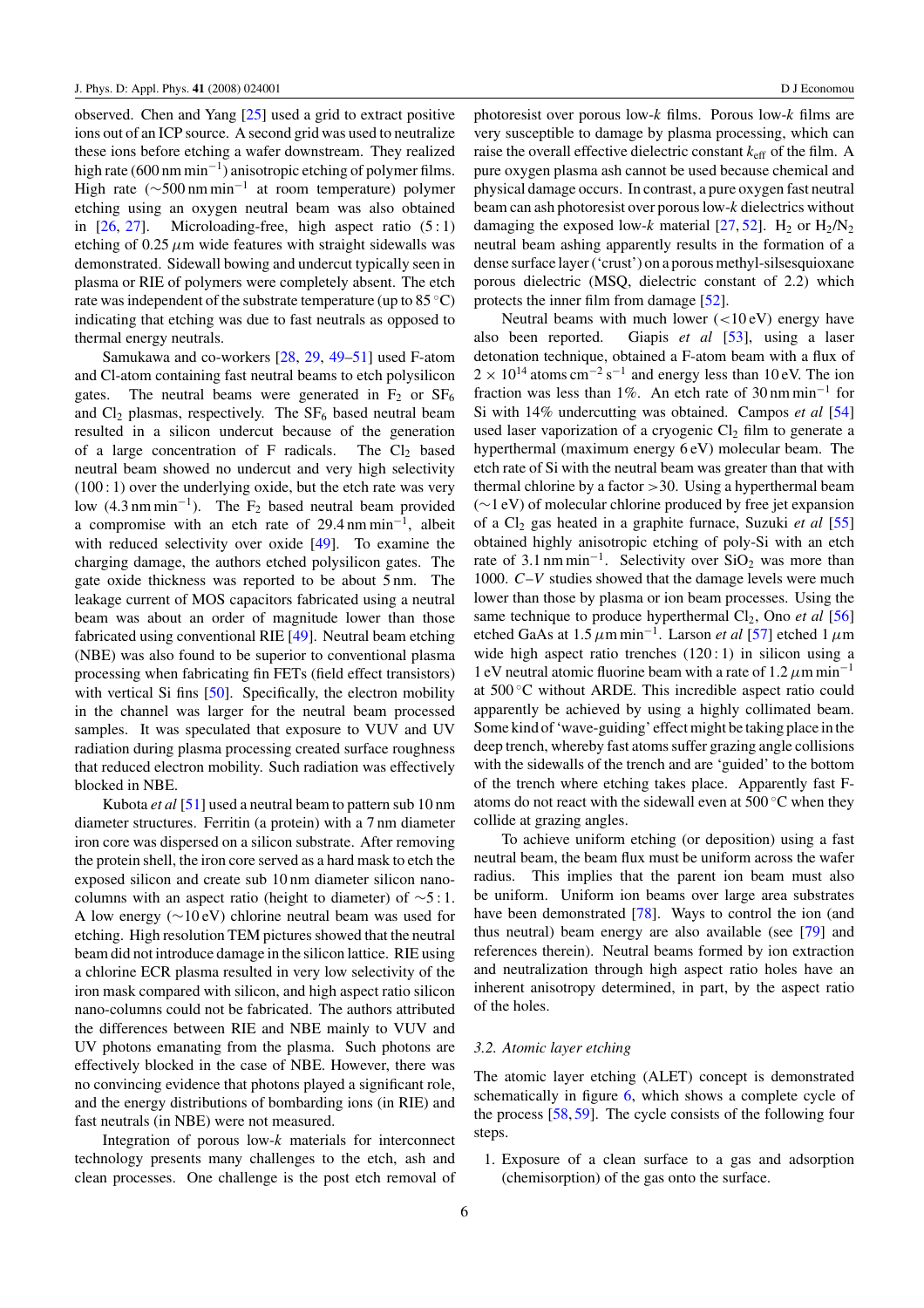observed. Chen and Yang [25] used a grid to extract positive ions out of an ICP source. A second grid was used to neutralize these ions before etching a wafer downstream. They realized high rate (600 nm min$^{-1}$) anisotropic etching of polymer films. High rate (∼500 nm min$^{-1}$ at room temperature) polymer etching using an oxygen neutral beam was also obtained in [26, 27]. Microloading-free, high aspect ratio (5 : 1) etching of 0.25 $\mu$m wide features with straight sidewalls was demonstrated. Sidewall bowing and undercut typically seen in plasma or RIE of polymers were completely absent. The etch rate was independent of the substrate temperature (up to 85 °C) indicating that etching was due to fast neutrals as opposed to thermal energy neutrals.

Samukawa and co-workers [28, 29, 49–51] used F-atom and Cl-atom containing fast neutral beams to etch polysilicon gates. The neutral beams were generated in $F_2$ or $SF_6$ and $Cl_2$ plasmas, respectively. The $SF_6$ based neutral beam resulted in a silicon undercut because of the generation of a large concentration of F radicals. The $Cl_2$ based neutral beam showed no undercut and very high selectivity (100 : 1) over the underlying oxide, but the etch rate was very low (4.3 nm min$^{-1}$). The $F_2$ based neutral beam provided a compromise with an etch rate of 29.4 nm min$^{-1}$, albeit with reduced selectivity over oxide [49]. To examine the charging damage, the authors etched polysilicon gates. The gate oxide thickness was reported to be about 5 nm. The leakage current of MOS capacitors fabricated using a neutral beam was about an order of magnitude lower than those fabricated using conventional RIE [49]. Neutral beam etching (NBE) was also found to be superior to conventional plasma processing when fabricating fin FETs (field effect transistors) with vertical Si fins [50]. Specifically, the electron mobility in the channel was larger for the neutral beam processed samples. It was speculated that exposure to VUV and UV radiation during plasma processing created surface roughness that reduced electron mobility. Such radiation was effectively blocked in NBE.

Kubota *et al* [51] used a neutral beam to pattern sub 10 nm diameter structures. Ferritin (a protein) with a 7 nm diameter iron core was dispersed on a silicon substrate. After removing the protein shell, the iron core served as a hard mask to etch the exposed silicon and create sub 10 nm diameter silicon nano-columns with an aspect ratio (height to diameter) of ∼5 : 1. A low energy (∼10 eV) chlorine neutral beam was used for etching. High resolution TEM pictures showed that the neutral beam did not introduce damage in the silicon lattice. RIE using a chlorine ECR plasma resulted in very low selectivity of the iron mask compared with silicon, and high aspect ratio silicon nano-columns could not be fabricated. The authors attributed the differences between RIE and NBE mainly to VUV and UV photons emanating from the plasma. Such photons are effectively blocked in the case of NBE. However, there was no convincing evidence that photons played a significant role, and the energy distributions of bombarding ions (in RIE) and fast neutrals (in NBE) were not measured.

Integration of porous low-*k* materials for interconnect technology presents many challenges to the etch, ash and clean processes. One challenge is the post etch removal of photoresist over porous low-*k* films. Porous low-*k* films are very susceptible to damage by plasma processing, which can raise the overall effective dielectric constant $k_{\mathrm{eff}}$ of the film. A pure oxygen plasma ash cannot be used because chemical and physical damage occurs. In contrast, a pure oxygen fast neutral beam can ash photoresist over porous low-*k* dielectrics without damaging the exposed low-*k* material [27, 52]. $H_2$ or $H_2/N_2$ neutral beam ashing apparently results in the formation of a dense surface layer ('crust') on a porous methyl-silsesquioxane porous dielectric (MSQ, dielectric constant of 2.2) which protects the inner film from damage [52].

Neutral beams with much lower (<10 eV) energy have also been reported. Giapis *et al* [53], using a laser detonation technique, obtained a F-atom beam with a flux of $2 \times 10^{14}$ atoms cm$^{-2}$ s$^{-1}$ and energy less than 10 eV. The ion fraction was less than 1%. An etch rate of 30 nm min$^{-1}$ for Si with 14% undercutting was obtained. Campos *et al* [54] used laser vaporization of a cryogenic $Cl_2$ film to generate a hyperthermal (maximum energy 6 eV) molecular beam. The etch rate of Si with the neutral beam was greater than that with thermal chlorine by a factor >30. Using a hyperthermal beam (∼1 eV) of molecular chlorine produced by free jet expansion of a $Cl_2$ gas heated in a graphite furnace, Suzuki *et al* [55] obtained highly anisotropic etching of poly-Si with an etch rate of 3.1 nm min$^{-1}$. Selectivity over $SiO_2$ was more than 1000. *C–V* studies showed that the damage levels were much lower than those by plasma or ion beam processes. Using the same technique to produce hyperthermal $Cl_2$, Ono *et al* [56] etched GaAs at 1.5 $\mu$m min$^{-1}$. Larson *et al* [57] etched 1 $\mu$m wide high aspect ratio trenches (120 : 1) in silicon using a 1 eV neutral atomic fluorine beam with a rate of 1.2 $\mu$m min$^{-1}$ at 500 °C without ARDE. This incredible aspect ratio could apparently be achieved by using a highly collimated beam. Some kind of 'wave-guiding' effect might be taking place in the deep trench, whereby fast atoms suffer grazing angle collisions with the sidewalls of the trench and are 'guided' to the bottom of the trench where etching takes place. Apparently fast F-atoms do not react with the sidewall even at 500 °C when they collide at grazing angles.

To achieve uniform etching (or deposition) using a fast neutral beam, the beam flux must be uniform across the wafer radius. This implies that the parent ion beam must also be uniform. Uniform ion beams over large area substrates have been demonstrated [78]. Ways to control the ion (and thus neutral) beam energy are also available (see [79] and references therein). Neutral beams formed by ion extraction and neutralization through high aspect ratio holes have an inherent anisotropy determined, in part, by the aspect ratio of the holes.

### *3.2. Atomic layer etching*

The atomic layer etching (ALET) concept is demonstrated schematically in figure 6, which shows a complete cycle of the process [58, 59]. The cycle consists of the following four steps.

1. Exposure of a clean surface to a gas and adsorption (chemisorption) of the gas onto the surface.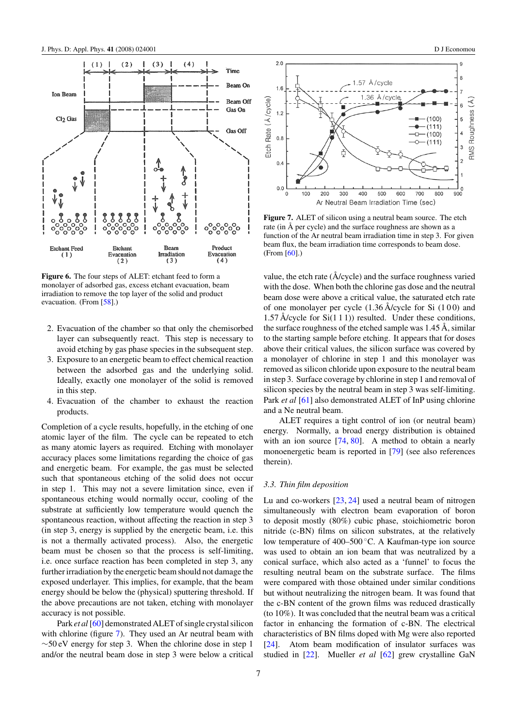Figure 6. The four steps of ALET: etchant feed to form a monolayer of adsorbed gas, excess etchant evacuation, beam irradiation to remove the top layer of the solid and product evacuation. (From [58].)

2. Evacuation of the chamber so that only the chemisorbed layer can subsequently react. This step is necessary to avoid etching by gas phase species in the subsequent step.
3. Exposure to an energetic beam to effect chemical reaction between the adsorbed gas and the underlying solid. Ideally, exactly one monolayer of the solid is removed in this step.
4. Evacuation of the chamber to exhaust the reaction products.

Completion of a cycle results, hopefully, in the etching of one atomic layer of the film. The cycle can be repeated to etch as many atomic layers as required. Etching with monolayer accuracy places some limitations regarding the choice of gas and energetic beam. For example, the gas must be selected such that spontaneous etching of the solid does not occur in step 1. This may not a severe limitation since, even if spontaneous etching would normally occur, cooling of the substrate at sufficiently low temperature would quench the spontaneous reaction, without affecting the reaction in step 3 (in step 3, energy is supplied by the energetic beam, i.e. this is not a thermally activated process). Also, the energetic beam must be chosen so that the process is self-limiting, i.e. once surface reaction has been completed in step 3, any further irradiation by the energetic beam should not damage the exposed underlayer. This implies, for example, that the beam energy should be below the (physical) sputtering threshold. If the above precautions are not taken, etching with monolayer accuracy is not possible.

Park *et al* [60] demonstrated ALET of single crystal silicon with chlorine (figure 7). They used an Ar neutral beam with ~50 eV energy for step 3. When the chlorine dose in step 1 and/or the neutral beam dose in step 3 were below a critical value, the etch rate (Å/cycle) and the surface roughness varied with the dose. When both the chlorine gas dose and the neutral beam dose were above a critical value, the saturated etch rate of one monolayer per cycle (1.36 Å/cycle for Si (1 0 0) and 1.57 Å/cycle for Si(1 1 1)) resulted. Under these conditions, the surface roughness of the etched sample was 1.45 Å, similar to the starting sample before etching. It appears that for doses above their critical values, the silicon surface was covered by a monolayer of chlorine in step 1 and this monolayer was removed as silicon chloride upon exposure to the neutral beam in step 3. Surface coverage by chlorine in step 1 and removal of silicon species by the neutral beam in step 3 was self-limiting. Park *et al* [61] also demonstrated ALET of InP using chlorine and a Ne neutral beam.

Figure 7. ALET of silicon using a neutral beam source. The etch rate (in Å per cycle) and the surface roughness are shown as a function of the Ar neutral beam irradiation time in step 3. For given beam flux, the beam irradiation time corresponds to beam dose. (From [60].)

ALET requires a tight control of ion (or neutral beam) energy. Normally, a broad energy distribution is obtained with an ion source [74, 80]. A method to obtain a nearly monoenergetic beam is reported in [79] (see also references therein).

### 3.3. Thin film deposition

Lu and co-workers [23, 24] used a neutral beam of nitrogen simultaneously with electron beam evaporation of boron to deposit mostly (80%) cubic phase, stoichiometric boron nitride (c-BN) films on silicon substrates, at the relatively low temperature of 400–500 °C. A Kaufman-type ion source was used to obtain an ion beam that was neutralized by a conical surface, which also acted as a 'funnel' to focus the resulting neutral beam on the substrate surface. The films were compared with those obtained under similar conditions but without neutralizing the nitrogen beam. It was found that the c-BN content of the grown films was reduced drastically (to 10%). It was concluded that the neutral beam was a critical factor in enhancing the formation of c-BN. The electrical characteristics of BN films doped with Mg were also reported [24]. Atom beam modification of insulator surfaces was studied in [22]. Mueller *et al* [62] grew crystalline GaN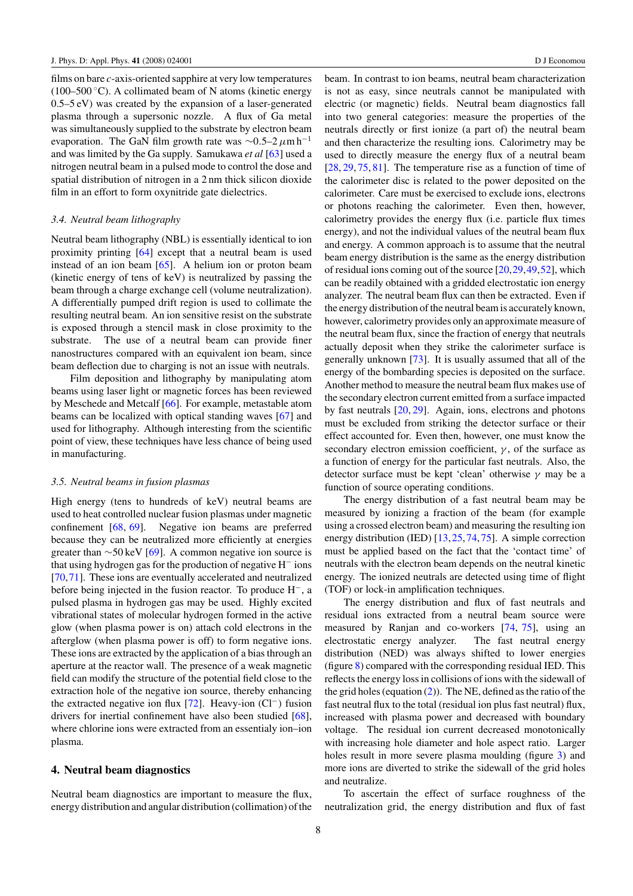films on bare *c*-axis-oriented sapphire at very low temperatures (100–500 °C). A collimated beam of N atoms (kinetic energy 0.5–5 eV) was created by the expansion of a laser-generated plasma through a supersonic nozzle. A flux of Ga metal was simultaneously supplied to the substrate by electron beam evaporation. The GaN film growth rate was $\sim$0.5–2 $\mu$m h$^{-1}$ and was limited by the Ga supply. Samukawa *et al* [63] used a nitrogen neutral beam in a pulsed mode to control the dose and spatial distribution of nitrogen in a 2 nm thick silicon dioxide film in an effort to form oxynitride gate dielectrics.

### *3.4. Neutral beam lithography*

Neutral beam lithography (NBL) is essentially identical to ion proximity printing [64] except that a neutral beam is used instead of an ion beam [65]. A helium ion or proton beam (kinetic energy of tens of keV) is neutralized by passing the beam through a charge exchange cell (volume neutralization). A differentially pumped drift region is used to collimate the resulting neutral beam. An ion sensitive resist on the substrate is exposed through a stencil mask in close proximity to the substrate. The use of a neutral beam can provide finer nanostructures compared with an equivalent ion beam, since beam deflection due to charging is not an issue with neutrals.

Film deposition and lithography by manipulating atom beams using laser light or magnetic forces has been reviewed by Meschede and Metcalf [66]. For example, metastable atom beams can be localized with optical standing waves [67] and used for lithography. Although interesting from the scientific point of view, these techniques have less chance of being used in manufacturing.

### *3.5. Neutral beams in fusion plasmas*

High energy (tens to hundreds of keV) neutral beams are used to heat controlled nuclear fusion plasmas under magnetic confinement [68, 69]. Negative ion beams are preferred because they can be neutralized more efficiently at energies greater than $\sim$50 keV [69]. A common negative ion source is that using hydrogen gas for the production of negative $H^-$ ions [70, 71]. These ions are eventually accelerated and neutralized before being injected in the fusion reactor. To produce $H^-$, a pulsed plasma in hydrogen gas may be used. Highly excited vibrational states of molecular hydrogen formed in the active glow (when plasma power is on) attach cold electrons in the afterglow (when plasma power is off) to form negative ions. These ions are extracted by the application of a bias through an aperture at the reactor wall. The presence of a weak magnetic field can modify the structure of the potential field close to the extraction hole of the negative ion source, thereby enhancing the extracted negative ion flux [72]. Heavy-ion ($Cl^-$) fusion drivers for inertial confinement have also been studied [68], where chlorine ions were extracted from an essentialy ion–ion plasma.

## 4. Neutral beam diagnostics

Neutral beam diagnostics are important to measure the flux, energy distribution and angular distribution (collimation) of the beam. In contrast to ion beams, neutral beam characterization is not as easy, since neutrals cannot be manipulated with electric (or magnetic) fields. Neutral beam diagnostics fall into two general categories: measure the properties of the neutrals directly or first ionize (a part of) the neutral beam and then characterize the resulting ions. Calorimetry may be used to directly measure the energy flux of a neutral beam [28, 29, 75, 81]. The temperature rise as a function of time of the calorimeter disc is related to the power deposited on the calorimeter. Care must be exercised to exclude ions, electrons or photons reaching the calorimeter. Even then, however, calorimetry provides the energy flux (i.e. particle flux times energy), and not the individual values of the neutral beam flux and energy. A common approach is to assume that the neutral beam energy distribution is the same as the energy distribution of residual ions coming out of the source [20, 29, 49, 52], which can be readily obtained with a gridded electrostatic ion energy analyzer. The neutral beam flux can then be extracted. Even if the energy distribution of the neutral beam is accurately known, however, calorimetry provides only an approximate measure of the neutral beam flux, since the fraction of energy that neutrals actually deposit when they strike the calorimeter surface is generally unknown [73]. It is usually assumed that all of the energy of the bombarding species is deposited on the surface. Another method to measure the neutral beam flux makes use of the secondary electron current emitted from a surface impacted by fast neutrals [20, 29]. Again, ions, electrons and photons must be excluded from striking the detector surface or their effect accounted for. Even then, however, one must know the secondary electron emission coefficient, $\gamma$, of the surface as a function of energy for the particular fast neutrals. Also, the detector surface must be kept 'clean' otherwise $\gamma$ may be a function of source operating conditions.

The energy distribution of a fast neutral beam may be measured by ionizing a fraction of the beam (for example using a crossed electron beam) and measuring the resulting ion energy distribution (IED) [13, 25, 74, 75]. A simple correction must be applied based on the fact that the 'contact time' of neutrals with the electron beam depends on the neutral kinetic energy. The ionized neutrals are detected using time of flight (TOF) or lock-in amplification techniques.

The energy distribution and flux of fast neutrals and residual ions extracted from a neutral beam source were measured by Ranjan and co-workers [74, 75], using an electrostatic energy analyzer. The fast neutral energy distribution (NED) was always shifted to lower energies (figure 8) compared with the corresponding residual IED. This reflects the energy loss in collisions of ions with the sidewall of the grid holes (equation (2)). The NE, defined as the ratio of the fast neutral flux to the total (residual ion plus fast neutral) flux, increased with plasma power and decreased with boundary voltage. The residual ion current decreased monotonically with increasing hole diameter and hole aspect ratio. Larger holes result in more severe plasma moulding (figure 3) and more ions are diverted to strike the sidewall of the grid holes and neutralize.

To ascertain the effect of surface roughness of the neutralization grid, the energy distribution and flux of fast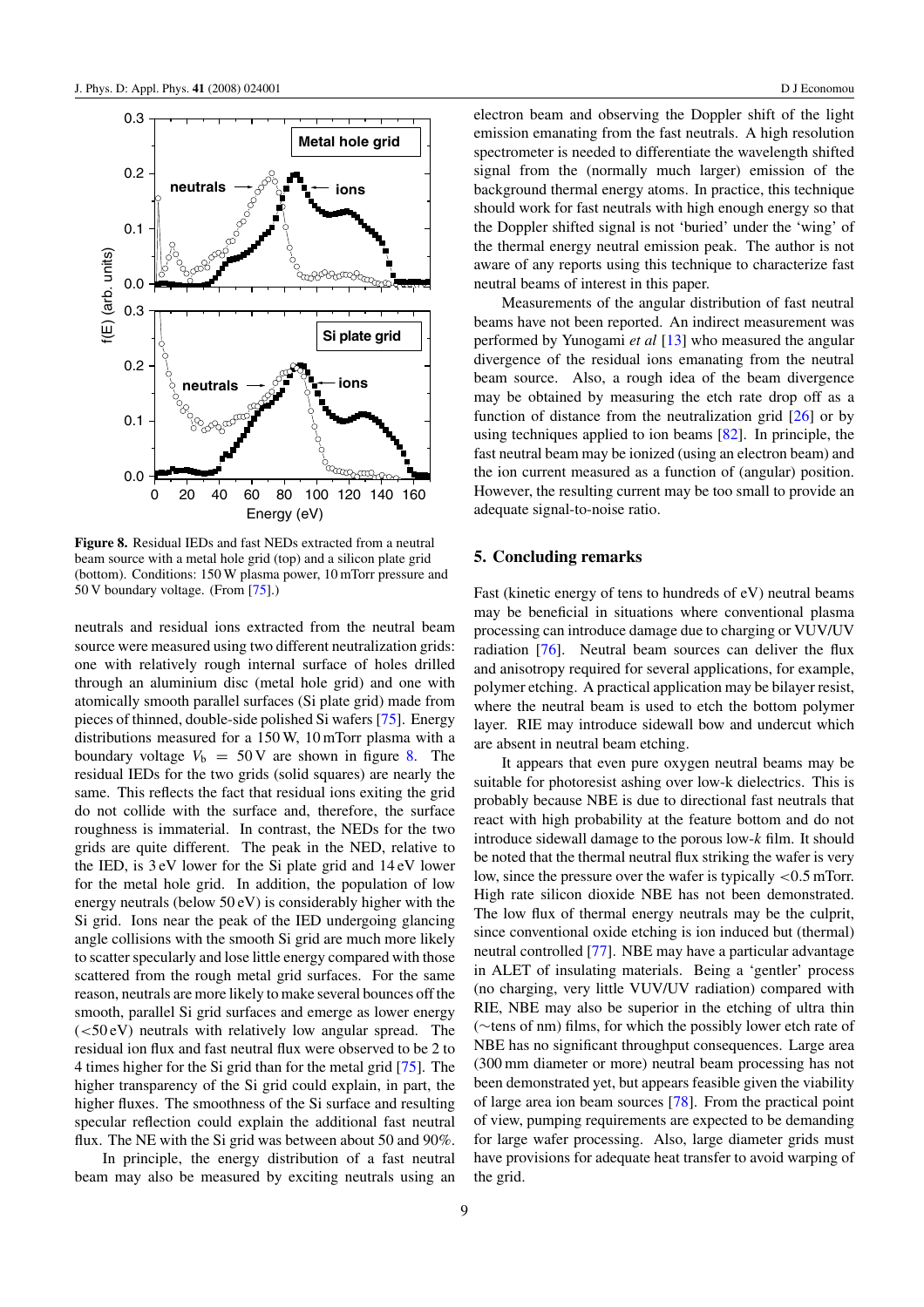**Figure 8.** Residual IEDs and fast NEDs extracted from a neutral beam source with a metal hole grid (top) and a silicon plate grid (bottom). Conditions: 150 W plasma power, 10 mTorr pressure and 50 V boundary voltage. (From [75].)

neutrals and residual ions extracted from the neutral beam source were measured using two different neutralization grids: one with relatively rough internal surface of holes drilled through an aluminium disc (metal hole grid) and one with atomically smooth parallel surfaces (Si plate grid) made from pieces of thinned, double-side polished Si wafers [75]. Energy distributions measured for a 150 W, 10 mTorr plasma with a boundary voltage $V_b = 50$ V are shown in figure 8. The residual IEDs for the two grids (solid squares) are nearly the same. This reflects the fact that residual ions exiting the grid do not collide with the surface and, therefore, the surface roughness is immaterial. In contrast, the NEDs for the two grids are quite different. The peak in the NED, relative to the IED, is 3 eV lower for the Si plate grid and 14 eV lower for the metal hole grid. In addition, the population of low energy neutrals (below 50 eV) is considerably higher with the Si grid. Ions near the peak of the IED undergoing glancing angle collisions with the smooth Si grid are much more likely to scatter specularly and lose little energy compared with those scattered from the rough metal grid surfaces. For the same reason, neutrals are more likely to make several bounces off the smooth, parallel Si grid surfaces and emerge as lower energy (<50 eV) neutrals with relatively low angular spread. The residual ion flux and fast neutral flux were observed to be 2 to 4 times higher for the Si grid than for the metal grid [75]. The higher transparency of the Si grid could explain, in part, the higher fluxes. The smoothness of the Si surface and resulting specular reflection could explain the additional fast neutral flux. The NE with the Si grid was between about 50 and 90%.

In principle, the energy distribution of a fast neutral beam may also be measured by exciting neutrals using an electron beam and observing the Doppler shift of the light emission emanating from the fast neutrals. A high resolution spectrometer is needed to differentiate the wavelength shifted signal from the (normally much larger) emission of the background thermal energy atoms. In practice, this technique should work for fast neutrals with high enough energy so that the Doppler shifted signal is not 'buried' under the 'wing' of the thermal energy neutral emission peak. The author is not aware of any reports using this technique to characterize fast neutral beams of interest in this paper.

Measurements of the angular distribution of fast neutral beams have not been reported. An indirect measurement was performed by Yunogami *et al* [13] who measured the angular divergence of the residual ions emanating from the neutral beam source. Also, a rough idea of the beam divergence may be obtained by measuring the etch rate drop off as a function of distance from the neutralization grid [26] or by using techniques applied to ion beams [82]. In principle, the fast neutral beam may be ionized (using an electron beam) and the ion current measured as a function of (angular) position. However, the resulting current may be too small to provide an adequate signal-to-noise ratio.

## 5. Concluding remarks

Fast (kinetic energy of tens to hundreds of eV) neutral beams may be beneficial in situations where conventional plasma processing can introduce damage due to charging or VUV/UV radiation [76]. Neutral beam sources can deliver the flux and anisotropy required for several applications, for example, polymer etching. A practical application may be bilayer resist, where the neutral beam is used to etch the bottom polymer layer. RIE may introduce sidewall bow and undercut which are absent in neutral beam etching.

It appears that even pure oxygen neutral beams may be suitable for photoresist ashing over low-k dielectrics. This is probably because NBE is due to directional fast neutrals that react with high probability at the feature bottom and do not introduce sidewall damage to the porous low-*k* film. It should be noted that the thermal neutral flux striking the wafer is very low, since the pressure over the wafer is typically <0.5 mTorr. High rate silicon dioxide NBE has not been demonstrated. The low flux of thermal energy neutrals may be the culprit, since conventional oxide etching is ion induced but (thermal) neutral controlled [77]. NBE may have a particular advantage in ALET of insulating materials. Being a 'gentler' process (no charging, very little VUV/UV radiation) compared with RIE, NBE may also be superior in the etching of ultra thin (∼tens of nm) films, for which the possibly lower etch rate of NBE has no significant throughput consequences. Large area (300 mm diameter or more) neutral beam processing has not been demonstrated yet, but appears feasible given the viability of large area ion beam sources [78]. From the practical point of view, pumping requirements are expected to be demanding for large wafer processing. Also, large diameter grids must have provisions for adequate heat transfer to avoid warping of the grid.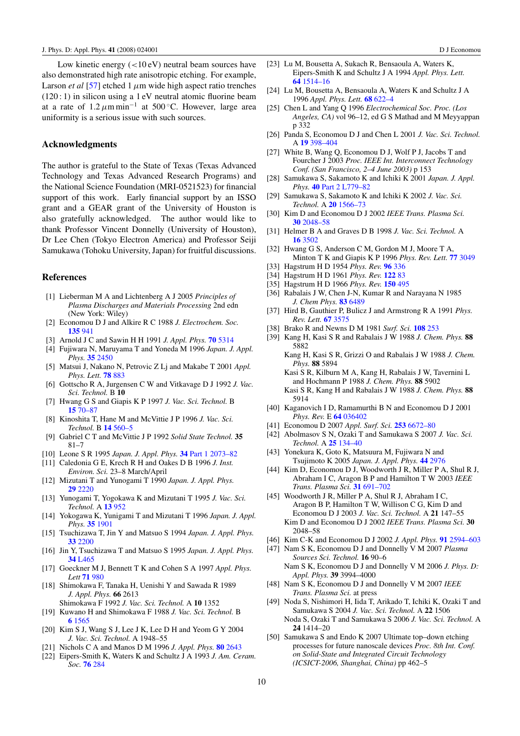Low kinetic energy (<10 eV) neutral beam sources have also demonstrated high rate anisotropic etching. For example, Larson *et al* [57] etched 1 $\mu$m wide high aspect ratio trenches (120 : 1) in silicon using a 1 eV neutral atomic fluorine beam at a rate of 1.2 $\mu$m min$^{-1}$ at 500 °C. However, large area uniformity is a serious issue with such sources.

## Acknowledgments

The author is grateful to the State of Texas (Texas Advanced Technology and Texas Advanced Research Programs) and the National Science Foundation (MRI-0521523) for financial support of this work. Early financial support by an ISSO grant and a GEAR grant of the University of Houston is also gratefully acknowledged. The author would like to thank Professor Vincent Donnelly (University of Houston), Dr Lee Chen (Tokyo Electron America) and Professor Seiji Samukawa (Tohoku University, Japan) for fruitful discussions.

## References

[1] Lieberman M A and Lichtenberg A J 2005 *Principles of Plasma Discharges and Materials Processing* 2nd edn (New York: Wiley)
[2] Economou D J and Alkire R C 1988 *J. Electrochem. Soc.* **135** 941
[3] Arnold J C and Sawin H H 1991 *J. Appl. Phys.* **70** 5314
[4] Fujiwara N, Maruyama T and Yoneda M 1996 *Japan. J. Appl. Phys.* **35** 2450
[5] Matsui J, Nakano N, Petrovic Z Lj and Makabe T 2001 *Appl. Phys. Lett.* **78** 883
[6] Gottscho R A, Jurgensen C W and Vitkavage D J 1992 *J. Vac. Sci. Technol.* B **10**
[7] Hwang G S and Giapis K P 1997 *J. Vac. Sci. Technol.* B **15** 70–87
[8] Kinoshita T, Hane M and McVittie J P 1996 *J. Vac. Sci. Technol.* B **14** 560–5
[9] Gabriel C T and McVittie J P 1992 *Solid State Technol.* **35** 81–7
[10] Leone S R 1995 *Japan. J. Appl. Phys.* **34** Part 1 2073–82
[11] Caledonia G E, Krech R H and Oakes D B 1996 *J. Inst. Environ. Sci.* 23–8 March/April
[12] Mizutani T and Yunogami T 1990 *Japan. J. Appl. Phys.* **29** 2220
[13] Yunogami T, Yogokawa K and Mizutani T 1995 *J. Vac. Sci. Technol.* A **13** 952
[14] Yokogawa K, Yunigami T and Mizutani T 1996 *Japan. J. Appl. Phys.* **35** 1901
[15] Tsuchizawa T, Jin Y and Matsuo S 1994 *Japan. J. Appl. Phys.* **33** 2200
[16] Jin Y, Tsuchizawa T and Matsuo S 1995 *Japan. J. Appl. Phys.* **34** L465
[17] Goeckner M J, Bennett T K and Cohen S A 1997 *Appl. Phys. Lett* **71** 980
[18] Shimokawa F, Tanaka H, Uenishi Y and Sawada R 1989 *J. Appl. Phys.* **66** 2613
Shimokawa F 1992 *J. Vac. Sci. Technol.* A **10** 1352
[19] Kuwano H and Shimokawa F 1988 *J. Vac. Sci. Technol.* B **6** 1565
[20] Kim S J, Wang S J, Lee J K, Lee D H and Yeom G Y 2004 *J. Vac. Sci. Technol.* A 1948–55
[21] Nichols C A and Manos D M 1996 *J. Appl. Phys.* **80** 2643
[22] Eipers-Smith K, Waters K and Schultz J A 1993 *J. Am. Ceram. Soc.* **76** 284
[23] Lu M, Bousetta A, Sukach R, Bensaoula A, Waters K, Eipers-Smith K and Schultz J A 1994 *Appl. Phys. Lett.* **64** 1514–16
[24] Lu M, Bousetta A, Bensaoula A, Waters K and Schultz J A 1996 *Appl. Phys. Lett.* **68** 622–4
[25] Chen L and Yang Q 1996 *Electrochemical Soc. Proc. (Los Angeles, CA)* vol 96–12, ed G S Mathad and M Meyyappan p 332
[26] Panda S, Economou D J and Chen L 2001 *J. Vac. Sci. Technol.* A **19** 398–404
[27] White B, Wang Q, Economou D J, Wolf P J, Jacobs T and Fourcher J 2003 *Proc. IEEE Int. Interconnect Technology Conf. (San Francisco, 2–4 June 2003)* p 153
[28] Samukawa S, Sakamoto K and Ichiki K 2001 *Japan. J. Appl. Phys.* **40** Part 2 L779–82
[29] Samukawa S, Sakamoto K and Ichiki K 2002 *J. Vac. Sci. Technol.* A **20** 1566–73
[30] Kim D and Economou D J 2002 *IEEE Trans. Plasma Sci.* **30** 2048–58
[31] Helmer B A and Graves D B 1998 *J. Vac. Sci. Technol.* A **16** 3502
[32] Hwang G S, Anderson C M, Gordon M J, Moore T A, Minton T K and Giapis K P 1996 *Phys. Rev. Lett.* **77** 3049
[33] Hagstrum H D 1954 *Phys. Rev.* **96** 336
[34] Hagstrum H D 1961 *Phys. Rev.* **122** 83
[35] Hagstrum H D 1966 *Phys. Rev.* **150** 495
[36] Rabalais J W, Chen J-N, Kumar R and Narayana N 1985 *J. Chem Phys.* **83** 6489
[37] Hird B, Gauthier P, Bulicz J and Armstrong R A 1991 *Phys. Rev. Lett.* **67** 3575
[38] Brako R and Newns D M 1981 *Surf. Sci.* **108** 253
[39] Kang H, Kasi S R and Rabalais J W 1988 *J. Chem. Phys.* **88** 5882
Kang H, Kasi S R, Grizzi O and Rabalais J W 1988 *J. Chem. Phys.* **88** 5894
Kasi S R, Kilburn M A, Kang H, Rabalais J W, Tavernini L and Hochmann P 1988 *J. Chem. Phys.* **88** 5902
Kasi S R, Kang H and Rabalais J W 1988 *J. Chem. Phys.* **88** 5914
[40] Kaganovich I D, Ramamurthi B N and Economou D J 2001 *Phys. Rev.* E **64** 036402
[41] Economou D 2007 *Appl. Surf. Sci.* **253** 6672–80
[42] Abolmasov S N, Ozaki T and Samukawa S 2007 *J. Vac. Sci. Technol.* A **25** 134–40
[43] Yonekura K, Goto K, Matsuura M, Fujiwara N and Tsujimoto K 2005 *Japan. J. Appl. Phys.* **44** 2976
[44] Kim D, Economou D J, Woodworth J R, Miller P A, Shul R J, Abraham I C, Aragon B P and Hamilton T W 2003 *IEEE Trans. Plasma Sci.* **31** 691–702
[45] Woodworth J R, Miller P A, Shul R J, Abraham I C, Aragon B P, Hamilton T W, Willison C G, Kim D and Economou D J 2003 *J. Vac. Sci. Technol.* A **21** 147–55
Kim D and Economou D J 2002 *IEEE Trans. Plasma Sci.* **30** 2048–58
[46] Kim C-K and Economou D J 2002 *J. Appl. Phys.* **91** 2594–603
[47] Nam S K, Economou D J and Donnelly V M 2007 *Plasma Sources Sci. Technol.* **16** 90–6
Nam S K, Economou D J and Donnelly V M 2006 *J. Phys. D: Appl. Phys.* **39** 3994–4000
[48] Nam S K, Economou D J and Donnelly V M 2007 *IEEE Trans. Plasma Sci.* at press
[49] Noda S, Nishimori H, Iida T, Arikado T, Ichiki K, Ozaki T and Samukawa S 2004 *J. Vac. Sci. Technol.* A **22** 1506
Noda S, Ozaki T and Samukawa S 2006 *J. Vac. Sci. Technol.* A **24** 1414–20
[50] Samukawa S and Endo K 2007 Ultimate top–down etching processes for future nanoscale devices *Proc. 8th Int. Conf. on Solid-State and Integrated Circuit Technology (ICSICT-2006, Shanghai, China)* pp 462–5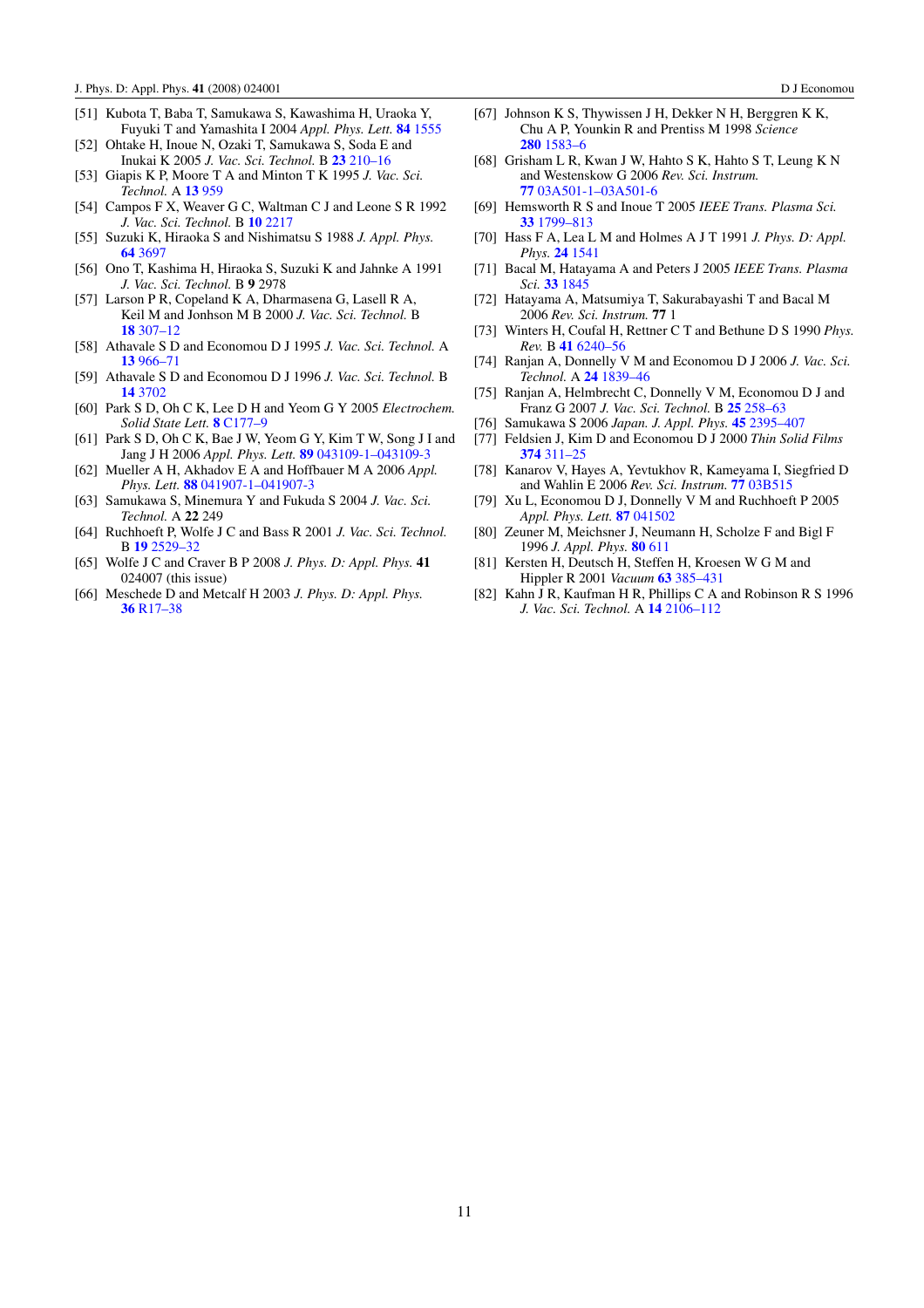[51] Kubota T, Baba T, Samukawa S, Kawashima H, Uraoka Y, Fuyuki T and Yamashita I 2004 *Appl. Phys. Lett.* **84** 1555

[52] Ohtake H, Inoue N, Ozaki T, Samukawa S, Soda E and Inukai K 2005 *J. Vac. Sci. Technol.* B **23** 210–16

[53] Giapis K P, Moore T A and Minton T K 1995 *J. Vac. Sci. Technol.* A **13** 959

[54] Campos F X, Weaver G C, Waltman C J and Leone S R 1992 *J. Vac. Sci. Technol.* B **10** 2217

[55] Suzuki K, Hiraoka S and Nishimatsu S 1988 *J. Appl. Phys.* **64** 3697

[56] Ono T, Kashima H, Hiraoka S, Suzuki K and Jahnke A 1991 *J. Vac. Sci. Technol.* B **9** 2978

[57] Larson P R, Copeland K A, Dharmasena G, Lasell R A, Keil M and Jonhson M B 2000 *J. Vac. Sci. Technol.* B **18** 307–12

[58] Athavale S D and Economou D J 1995 *J. Vac. Sci. Technol.* A **13** 966–71

[59] Athavale S D and Economou D J 1996 *J. Vac. Sci. Technol.* B **14** 3702

[60] Park S D, Oh C K, Lee D H and Yeom G Y 2005 *Electrochem. Solid State Lett.* **8** C177–9

[61] Park S D, Oh C K, Bae J W, Yeom G Y, Kim T W, Song J I and Jang J H 2006 *Appl. Phys. Lett.* **89** 043109-1–043109-3

[62] Mueller A H, Akhadov E A and Hoffbauer M A 2006 *Appl. Phys. Lett.* **88** 041907-1–041907-3

[63] Samukawa S, Minemura Y and Fukuda S 2004 *J. Vac. Sci. Technol.* A **22** 249

[64] Ruchhoeft P, Wolfe J C and Bass R 2001 *J. Vac. Sci. Technol.* B **19** 2529–32

[65] Wolfe J C and Craver B P 2008 *J. Phys. D: Appl. Phys.* **41** 024007 (this issue)

[66] Meschede D and Metcalf H 2003 *J. Phys. D: Appl. Phys.* **36** R17–38

[67] Johnson K S, Thywissen J H, Dekker N H, Berggren K K, Chu A P, Younkin R and Prentiss M 1998 *Science* **280** 1583–6

[68] Grisham L R, Kwan J W, Hahto S K, Hahto S T, Leung K N and Westenskow G 2006 *Rev. Sci. Instrum.* **77** 03A501-1–03A501-6

[69] Hemsworth R S and Inoue T 2005 *IEEE Trans. Plasma Sci.* **33** 1799–813

[70] Hass F A, Lea L M and Holmes A J T 1991 *J. Phys. D: Appl. Phys.* **24** 1541

[71] Bacal M, Hatayama A and Peters J 2005 *IEEE Trans. Plasma Sci.* **33** 1845

[72] Hatayama A, Matsumiya T, Sakurabayashi T and Bacal M 2006 *Rev. Sci. Instrum.* **77** 1

[73] Winters H, Coufal H, Rettner C T and Bethune D S 1990 *Phys. Rev.* B **41** 6240–56

[74] Ranjan A, Donnelly V M and Economou D J 2006 *J. Vac. Sci. Technol.* A **24** 1839–46

[75] Ranjan A, Helmbrecht C, Donnelly V M, Economou D J and Franz G 2007 *J. Vac. Sci. Technol.* B **25** 258–63

[76] Samukawa S 2006 *Japan. J. Appl. Phys.* **45** 2395–407

[77] Feldsien J, Kim D and Economou D J 2000 *Thin Solid Films* **374** 311–25

[78] Kanarov V, Hayes A, Yevtukhov R, Kameyama I, Siegfried D and Wahlin E 2006 *Rev. Sci. Instrum.* **77** 03B515

[79] Xu L, Economou D J, Donnelly V M and Ruchhoeft P 2005 *Appl. Phys. Lett.* **87** 041502

[80] Zeuner M, Meichsner J, Neumann H, Scholze F and Bigl F 1996 *J. Appl. Phys.* **80** 611

[81] Kersten H, Deutsch H, Steffen H, Kroesen W G M and Hippler R 2001 *Vacuum* **63** 385–431

[82] Kahn J R, Kaufman H R, Phillips C A and Robinson R S 1996 *J. Vac. Sci. Technol.* A **14** 2106–112